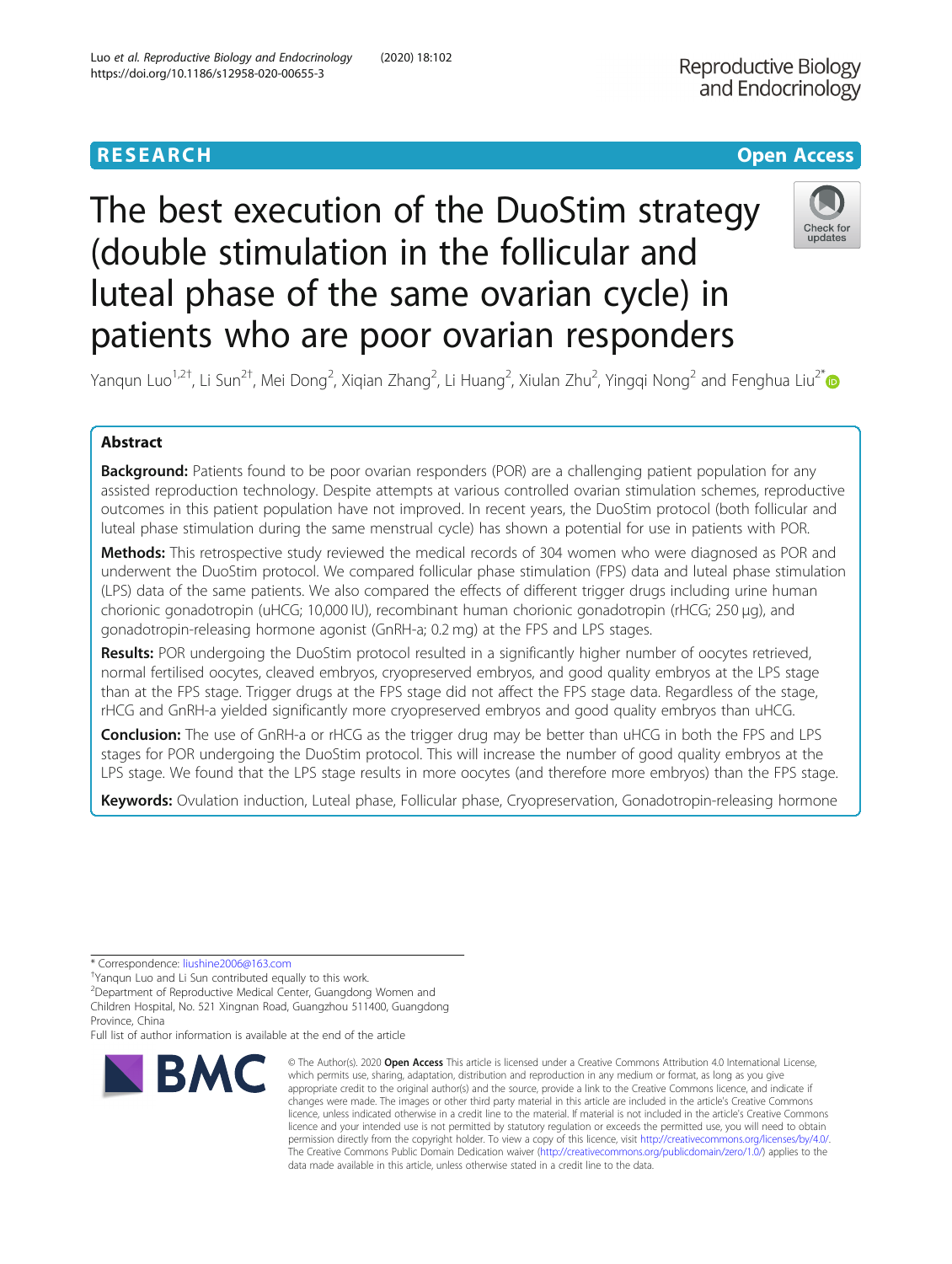RESEARCH

Open Access

# The best execution of the DuoStim strategy (double stimulation in the follicular and luteal phase of the same ovarian cycle) in patients who are poor ovarian responders

Yanqun Luo[1,2†], Li Sun[2†], Mei Dong[2], Xiqian Zhang[2], Li Huang[2], Xiulan Zhu[2], Yingqi Nong[2] and Fenghua Liu[2*]

## Abstract

**Background:** Patients found to be poor ovarian responders (POR) are a challenging patient population for any assisted reproduction technology. Despite attempts at various controlled ovarian stimulation schemes, reproductive outcomes in this patient population have not improved. In recent years, the DuoStim protocol (both follicular and luteal phase stimulation during the same menstrual cycle) has shown a potential for use in patients with POR.

**Methods:** This retrospective study reviewed the medical records of 304 women who were diagnosed as POR and underwent the DuoStim protocol. We compared follicular phase stimulation (FPS) data and luteal phase stimulation (LPS) data of the same patients. We also compared the effects of different trigger drugs including urine human chorionic gonadotropin (uHCG; 10,000 IU), recombinant human chorionic gonadotropin (rHCG; 250 μg), and gonadotropin-releasing hormone agonist (GnRH-a; 0.2 mg) at the FPS and LPS stages.

**Results:** POR undergoing the DuoStim protocol resulted in a significantly higher number of oocytes retrieved, normal fertilised oocytes, cleaved embryos, cryopreserved embryos, and good quality embryos at the LPS stage than at the FPS stage. Trigger drugs at the FPS stage did not affect the FPS stage data. Regardless of the stage, rHCG and GnRH-a yielded significantly more cryopreserved embryos and good quality embryos than uHCG.

**Conclusion:** The use of GnRH-a or rHCG as the trigger drug may be better than uHCG in both the FPS and LPS stages for POR undergoing the DuoStim protocol. This will increase the number of good quality embryos at the LPS stage. We found that the LPS stage results in more oocytes (and therefore more embryos) than the FPS stage.

**Keywords:** Ovulation induction, Luteal phase, Follicular phase, Cryopreservation, Gonadotropin-releasing hormone

---

* Correspondence: liushine2006@163.com

†Yanqun Luo and Li Sun contributed equally to this work.

[2]Department of Reproductive Medical Center, Guangdong Women and Children Hospital, No. 521 Xingnan Road, Guangzhou 511400, Guangdong Province, China

Full list of author information is available at the end of the article

© The Author(s). 2020 **Open Access** This article is licensed under a Creative Commons Attribution 4.0 International License, which permits use, sharing, adaptation, distribution and reproduction in any medium or format, as long as you give appropriate credit to the original author(s) and the source, provide a link to the Creative Commons licence, and indicate if changes were made. The images or other third party material in this article are included in the article's Creative Commons licence, unless indicated otherwise in a credit line to the material. If material is not included in the article's Creative Commons licence and your intended use is not permitted by statutory regulation or exceeds the permitted use, you will need to obtain permission directly from the copyright holder. To view a copy of this licence, visit http://creativecommons.org/licenses/by/4.0/. The Creative Commons Public Domain Dedication waiver (http://creativecommons.org/publicdomain/zero/1.0/) applies to the data made available in this article, unless otherwise stated in a credit line to the data.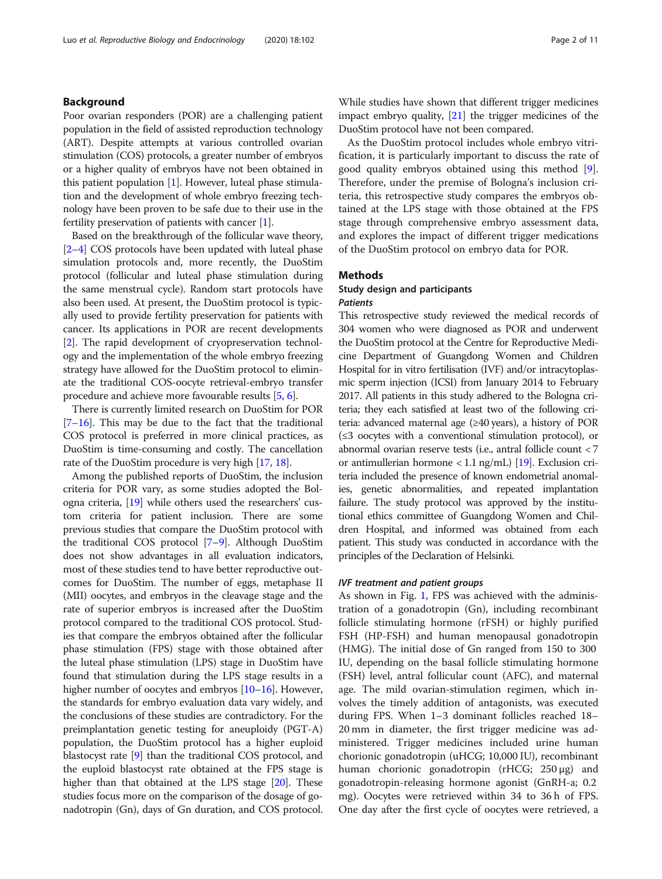## Background

Poor ovarian responders (POR) are a challenging patient population in the field of assisted reproduction technology (ART). Despite attempts at various controlled ovarian stimulation (COS) protocols, a greater number of embryos or a higher quality of embryos have not been obtained in this patient population [1]. However, luteal phase stimulation and the development of whole embryo freezing technology have been proven to be safe due to their use in the fertility preservation of patients with cancer [1].

Based on the breakthrough of the follicular wave theory, [2–4] COS protocols have been updated with luteal phase simulation protocols and, more recently, the DuoStim protocol (follicular and luteal phase stimulation during the same menstrual cycle). Random start protocols have also been used. At present, the DuoStim protocol is typically used to provide fertility preservation for patients with cancer. Its applications in POR are recent developments [2]. The rapid development of cryopreservation technology and the implementation of the whole embryo freezing strategy have allowed for the DuoStim protocol to eliminate the traditional COS-oocyte retrieval-embryo transfer procedure and achieve more favourable results [5, 6].

There is currently limited research on DuoStim for POR [7–16]. This may be due to the fact that the traditional COS protocol is preferred in more clinical practices, as DuoStim is time-consuming and costly. The cancellation rate of the DuoStim procedure is very high [17, 18].

Among the published reports of DuoStim, the inclusion criteria for POR vary, as some studies adopted the Bologna criteria, [19] while others used the researchers' custom criteria for patient inclusion. There are some previous studies that compare the DuoStim protocol with the traditional COS protocol [7–9]. Although DuoStim does not show advantages in all evaluation indicators, most of these studies tend to have better reproductive outcomes for DuoStim. The number of eggs, metaphase II (MII) oocytes, and embryos in the cleavage stage and the rate of superior embryos is increased after the DuoStim protocol compared to the traditional COS protocol. Studies that compare the embryos obtained after the follicular phase stimulation (FPS) stage with those obtained after the luteal phase stimulation (LPS) stage in DuoStim have found that stimulation during the LPS stage results in a higher number of oocytes and embryos [10–16]. However, the standards for embryo evaluation data vary widely, and the conclusions of these studies are contradictory. For the preimplantation genetic testing for aneuploidy (PGT-A) population, the DuoStim protocol has a higher euploid blastocyst rate [9] than the traditional COS protocol, and the euploid blastocyst rate obtained at the FPS stage is higher than that obtained at the LPS stage [20]. These studies focus more on the comparison of the dosage of gonadotropin (Gn), days of Gn duration, and COS protocol. While studies have shown that different trigger medicines impact embryo quality, [21] the trigger medicines of the DuoStim protocol have not been compared.

As the DuoStim protocol includes whole embryo vitrification, it is particularly important to discuss the rate of good quality embryos obtained using this method [9]. Therefore, under the premise of Bologna's inclusion criteria, this retrospective study compares the embryos obtained at the LPS stage with those obtained at the FPS stage through comprehensive embryo assessment data, and explores the impact of different trigger medications of the DuoStim protocol on embryo data for POR.

## Methods

### Study design and participants

#### *Patients*

This retrospective study reviewed the medical records of 304 women who were diagnosed as POR and underwent the DuoStim protocol at the Centre for Reproductive Medicine Department of Guangdong Women and Children Hospital for in vitro fertilisation (IVF) and/or intracytoplasmic sperm injection (ICSI) from January 2014 to February 2017. All patients in this study adhered to the Bologna criteria; they each satisfied at least two of the following criteria: advanced maternal age (≥40 years), a history of POR (≤3 oocytes with a conventional stimulation protocol), or abnormal ovarian reserve tests (i.e., antral follicle count < 7 or antimullerian hormone < 1.1 ng/mL) [19]. Exclusion criteria included the presence of known endometrial anomalies, genetic abnormalities, and repeated implantation failure. The study protocol was approved by the institutional ethics committee of Guangdong Women and Children Hospital, and informed was obtained from each patient. This study was conducted in accordance with the principles of the Declaration of Helsinki.

#### *IVF treatment and patient groups*

As shown in Fig. 1, FPS was achieved with the administration of a gonadotropin (Gn), including recombinant follicle stimulating hormone (rFSH) or highly purified FSH (HP-FSH) and human menopausal gonadotropin (HMG). The initial dose of Gn ranged from 150 to 300 IU, depending on the basal follicle stimulating hormone (FSH) level, antral follicular count (AFC), and maternal age. The mild ovarian-stimulation regimen, which involves the timely addition of antagonists, was executed during FPS. When 1–3 dominant follicles reached 18–20 mm in diameter, the first trigger medicine was administered. Trigger medicines included urine human chorionic gonadotropin (uHCG; 10,000 IU), recombinant human chorionic gonadotropin (rHCG; 250 μg) and gonadotropin-releasing hormone agonist (GnRH-a; 0.2 mg). Oocytes were retrieved within 34 to 36 h of FPS. One day after the first cycle of oocytes were retrieved, a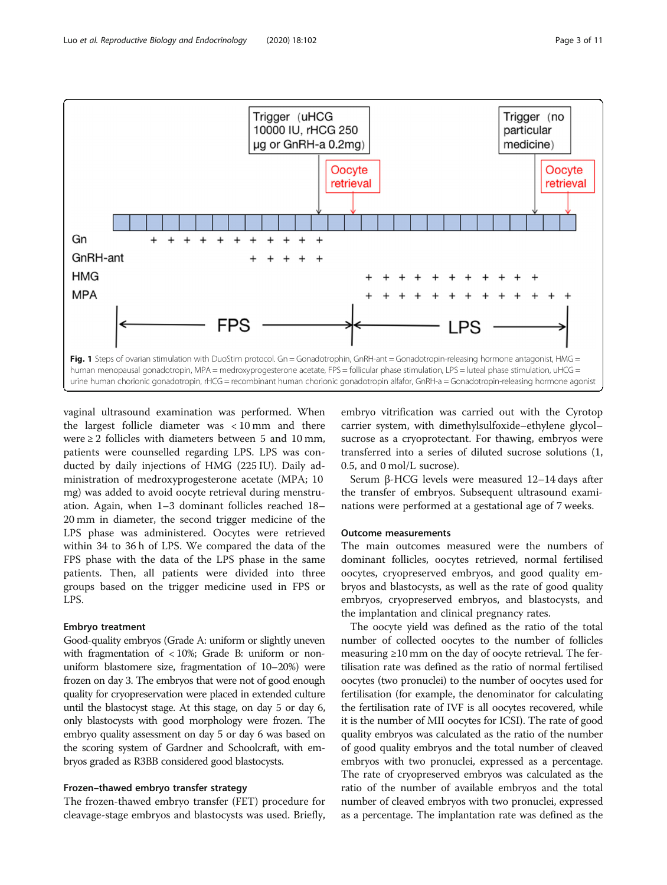Fig. 1 Steps of ovarian stimulation with DuoStim protocol. Gn = Gonadotrophin, GnRH-ant = Gonadotropin-releasing hormone antagonist, HMG = human menopausal gonadotropin, MPA = medroxyprogesterone acetate, FPS = follicular phase stimulation, LPS = luteal phase stimulation, uHCG = urine human chorionic gonadotropin, rHCG = recombinant human chorionic gonadotropin alfafor, GnRH-a = Gonadotropin-releasing hormone agonist

vaginal ultrasound examination was performed. When the largest follicle diameter was < 10 mm and there were ≥ 2 follicles with diameters between 5 and 10 mm, patients were counselled regarding LPS. LPS was conducted by daily injections of HMG (225 IU). Daily administration of medroxyprogesterone acetate (MPA; 10 mg) was added to avoid oocyte retrieval during menstruation. Again, when 1–3 dominant follicles reached 18–20 mm in diameter, the second trigger medicine of the LPS phase was administered. Oocytes were retrieved within 34 to 36 h of LPS. We compared the data of the FPS phase with the data of the LPS phase in the same patients. Then, all patients were divided into three groups based on the trigger medicine used in FPS or LPS.

### Embryo treatment

Good-quality embryos (Grade A: uniform or slightly uneven with fragmentation of < 10%; Grade B: uniform or non-uniform blastomere size, fragmentation of 10–20%) were frozen on day 3. The embryos that were not of good enough quality for cryopreservation were placed in extended culture until the blastocyst stage. At this stage, on day 5 or day 6, only blastocysts with good morphology were frozen. The embryo quality assessment on day 5 or day 6 was based on the scoring system of Gardner and Schoolcraft, with embryos graded as R3BB considered good blastocysts.

### Frozen–thawed embryo transfer strategy

The frozen-thawed embryo transfer (FET) procedure for cleavage-stage embryos and blastocysts was used. Briefly, embryo vitrification was carried out with the Cyrotop carrier system, with dimethylsulfoxide–ethylene glycol–sucrose as a cryoprotectant. For thawing, embryos were transferred into a series of diluted sucrose solutions (1, 0.5, and 0 mol/L sucrose).

Serum β-HCG levels were measured 12–14 days after the transfer of embryos. Subsequent ultrasound examinations were performed at a gestational age of 7 weeks.

### Outcome measurements

The main outcomes measured were the numbers of dominant follicles, oocytes retrieved, normal fertilised oocytes, cryopreserved embryos, and good quality embryos and blastocysts, as well as the rate of good quality embryos, cryopreserved embryos, and blastocysts, and the implantation and clinical pregnancy rates.

The oocyte yield was defined as the ratio of the total number of collected oocytes to the number of follicles measuring ≥10 mm on the day of oocyte retrieval. The fertilisation rate was defined as the ratio of normal fertilised oocytes (two pronuclei) to the number of oocytes used for fertilisation (for example, the denominator for calculating the fertilisation rate of IVF is all oocytes recovered, while it is the number of MII oocytes for ICSI). The rate of good quality embryos was calculated as the ratio of the number of good quality embryos and the total number of cleaved embryos with two pronuclei, expressed as a percentage. The rate of cryopreserved embryos was calculated as the ratio of the number of available embryos and the total number of cleaved embryos with two pronuclei, expressed as a percentage. The implantation rate was defined as the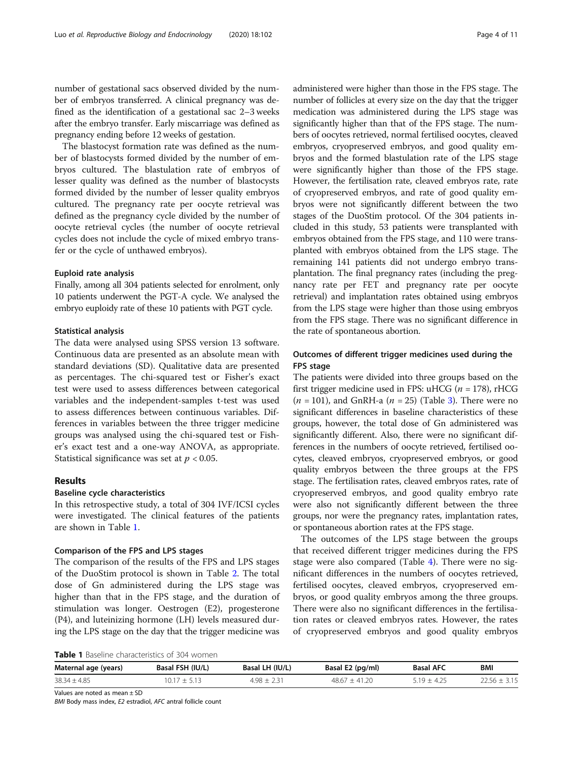number of gestational sacs observed divided by the number of embryos transferred. A clinical pregnancy was defined as the identification of a gestational sac 2–3 weeks after the embryo transfer. Early miscarriage was defined as pregnancy ending before 12 weeks of gestation.

The blastocyst formation rate was defined as the number of blastocysts formed divided by the number of embryos cultured. The blastulation rate of embryos of lesser quality was defined as the number of blastocysts formed divided by the number of lesser quality embryos cultured. The pregnancy rate per oocyte retrieval was defined as the pregnancy cycle divided by the number of oocyte retrieval cycles (the number of oocyte retrieval cycles does not include the cycle of mixed embryo transfer or the cycle of unthawed embryos).

### Euploid rate analysis

Finally, among all 304 patients selected for enrolment, only 10 patients underwent the PGT-A cycle. We analysed the embryo euploidy rate of these 10 patients with PGT cycle.

### Statistical analysis

The data were analysed using SPSS version 13 software. Continuous data are presented as an absolute mean with standard deviations (SD). Qualitative data are presented as percentages. The chi-squared test or Fisher's exact test were used to assess differences between categorical variables and the independent-samples t-test was used to assess differences between continuous variables. Differences in variables between the three trigger medicine groups was analysed using the chi-squared test or Fisher's exact test and a one-way ANOVA, as appropriate. Statistical significance was set at $p < 0.05$.

## Results

### Baseline cycle characteristics

In this retrospective study, a total of 304 IVF/ICSI cycles were investigated. The clinical features of the patients are shown in Table 1.

### Comparison of the FPS and LPS stages

The comparison of the results of the FPS and LPS stages of the DuoStim protocol is shown in Table 2. The total dose of Gn administered during the LPS stage was higher than that in the FPS stage, and the duration of stimulation was longer. Oestrogen (E2), progesterone (P4), and luteinizing hormone (LH) levels measured during the LPS stage on the day that the trigger medicine was administered were higher than those in the FPS stage. The number of follicles at every size on the day that the trigger medication was administered during the LPS stage was significantly higher than that of the FPS stage. The numbers of oocytes retrieved, normal fertilised oocytes, cleaved embryos, cryopreserved embryos, and good quality embryos and the formed blastulation rate of the LPS stage were significantly higher than those of the FPS stage. However, the fertilisation rate, cleaved embryos rate, rate of cryopreserved embryos, and rate of good quality embryos were not significantly different between the two stages of the DuoStim protocol. Of the 304 patients included in this study, 53 patients were transplanted with embryos obtained from the FPS stage, and 110 were transplanted with embryos obtained from the LPS stage. The remaining 141 patients did not undergo embryo transplantation. The final pregnancy rates (including the pregnancy rate per FET and pregnancy rate per oocyte retrieval) and implantation rates obtained using embryos from the LPS stage were higher than those using embryos from the FPS stage. There was no significant difference in the rate of spontaneous abortion.

### Outcomes of different trigger medicines used during the FPS stage

The patients were divided into three groups based on the first trigger medicine used in FPS: uHCG ($n = 178$), rHCG ($n = 101$), and GnRH-a ($n = 25$) (Table 3). There were no significant differences in baseline characteristics of these groups, however, the total dose of Gn administered was significantly different. Also, there were no significant differences in the numbers of oocyte retrieved, fertilised oocytes, cleaved embryos, cryopreserved embryos, or good quality embryos between the three groups at the FPS stage. The fertilisation rates, cleaved embryos rates, rate of cryopreserved embryos, and good quality embryo rate were also not significantly different between the three groups, nor were the pregnancy rates, implantation rates, or spontaneous abortion rates at the FPS stage.

The outcomes of the LPS stage between the groups that received different trigger medicines during the FPS stage were also compared (Table 4). There were no significant differences in the numbers of oocytes retrieved, fertilised oocytes, cleaved embryos, cryopreserved embryos, or good quality embryos among the three groups. There were also no significant differences in the fertilisation rates or cleaved embryos rates. However, the rates of cryopreserved embryos and good quality embryos

**Table 1** Baseline characteristics of 304 women

| Maternal age (years) | Basal FSH (IU/L) | Basal LH (IU/L) | Basal E2 (pg/ml) | Basal AFC | BMI |
|---|---|---|---|---|---|
| 38.34 ± 4.85 | 10.17 ± 5.13 | 4.98 ± 2.31 | 48.67 ± 41.20 | 5.19 ± 4.25 | 22.56 ± 3.15 |

Values are noted as mean ± SD

*BMI* Body mass index, *E2* estradiol, *AFC* antral follicle count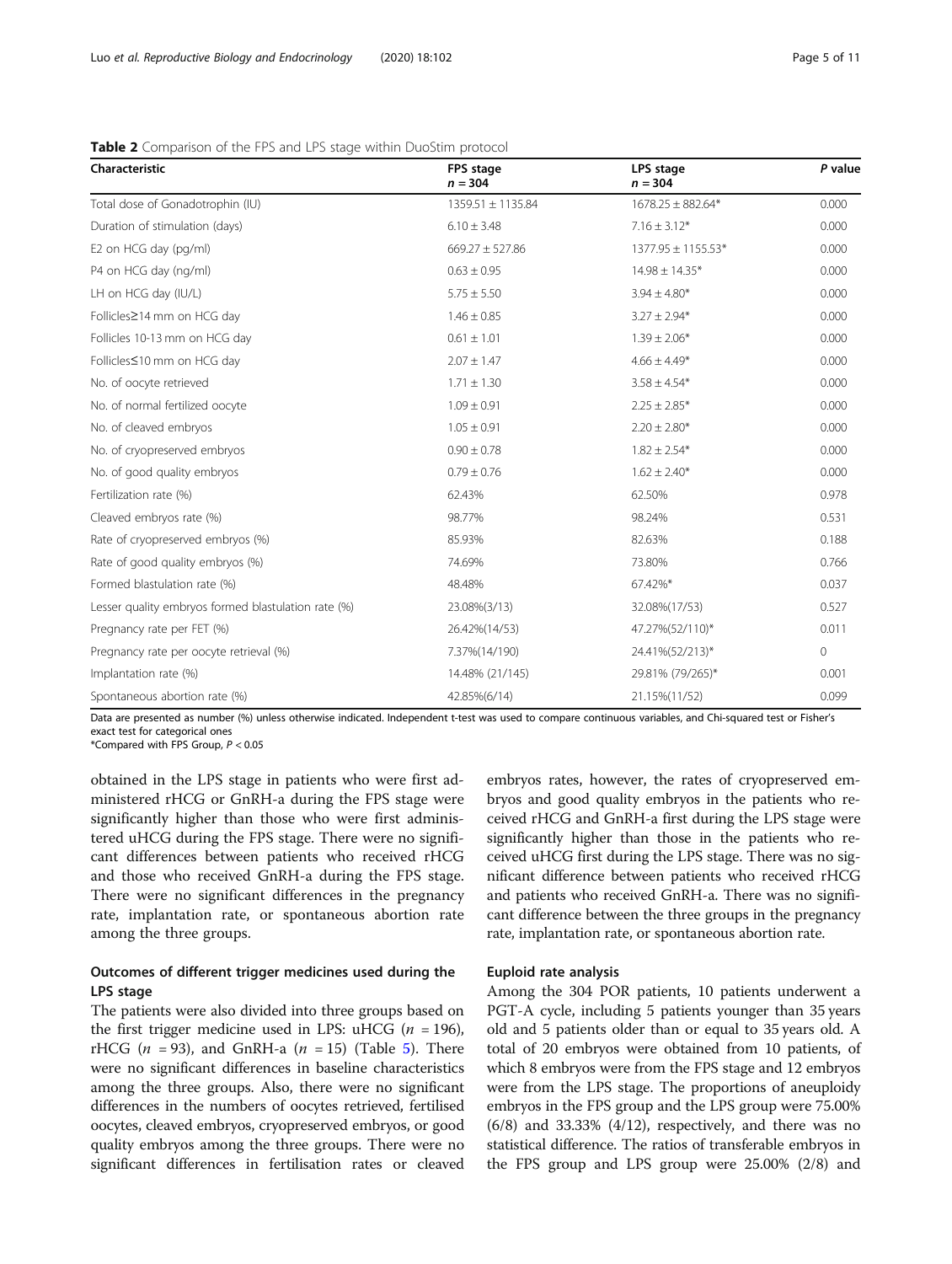**Table 2** Comparison of the FPS and LPS stage within DuoStim protocol

| Characteristic | FPS stage $n = 304$ | LPS stage $n = 304$ | *P* value |
|---|---|---|---|
| Total dose of Gonadotrophin (IU) | 1359.51 ± 1135.84 | 1678.25 ± 882.64* | 0.000 |
| Duration of stimulation (days) | 6.10 ± 3.48 | 7.16 ± 3.12* | 0.000 |
| E2 on HCG day (pg/ml) | 669.27 ± 527.86 | 1377.95 ± 1155.53* | 0.000 |
| P4 on HCG day (ng/ml) | 0.63 ± 0.95 | 14.98 ± 14.35* | 0.000 |
| LH on HCG day (IU/L) | 5.75 ± 5.50 | 3.94 ± 4.80* | 0.000 |
| Follicles≥14 mm on HCG day | 1.46 ± 0.85 | 3.27 ± 2.94* | 0.000 |
| Follicles 10-13 mm on HCG day | 0.61 ± 1.01 | 1.39 ± 2.06* | 0.000 |
| Follicles≤10 mm on HCG day | 2.07 ± 1.47 | 4.66 ± 4.49* | 0.000 |
| No. of oocyte retrieved | 1.71 ± 1.30 | 3.58 ± 4.54* | 0.000 |
| No. of normal fertilized oocyte | 1.09 ± 0.91 | 2.25 ± 2.85* | 0.000 |
| No. of cleaved embryos | 1.05 ± 0.91 | 2.20 ± 2.80* | 0.000 |
| No. of cryopreserved embryos | 0.90 ± 0.78 | 1.82 ± 2.54* | 0.000 |
| No. of good quality embryos | 0.79 ± 0.76 | 1.62 ± 2.40* | 0.000 |
| Fertilization rate (%) | 62.43% | 62.50% | 0.978 |
| Cleaved embryos rate (%) | 98.77% | 98.24% | 0.531 |
| Rate of cryopreserved embryos (%) | 85.93% | 82.63% | 0.188 |
| Rate of good quality embryos (%) | 74.69% | 73.80% | 0.766 |
| Formed blastulation rate (%) | 48.48% | 67.42%* | 0.037 |
| Lesser quality embryos formed blastulation rate (%) | 23.08%(3/13) | 32.08%(17/53) | 0.527 |
| Pregnancy rate per FET (%) | 26.42%(14/53) | 47.27%(52/110)* | 0.011 |
| Pregnancy rate per oocyte retrieval (%) | 7.37%(14/190) | 24.41%(52/213)* | 0 |
| Implantation rate (%) | 14.48% (21/145) | 29.81% (79/265)* | 0.001 |
| Spontaneous abortion rate (%) | 42.85%(6/14) | 21.15%(11/52) | 0.099 |

Data are presented as number (%) unless otherwise indicated. Independent t-test was used to compare continuous variables, and Chi-squared test or Fisher's exact test for categorical ones
*Compared with FPS Group, $P < 0.05$

obtained in the LPS stage in patients who were first administered rHCG or GnRH-a during the FPS stage were significantly higher than those who were first administered uHCG during the FPS stage. There were no significant differences between patients who received rHCG and those who received GnRH-a during the FPS stage. There were no significant differences in the pregnancy rate, implantation rate, or spontaneous abortion rate among the three groups.

## Outcomes of different trigger medicines used during the LPS stage

The patients were also divided into three groups based on the first trigger medicine used in LPS: uHCG ($n$ = 196), rHCG ($n$ = 93), and GnRH-a ($n$ = 15) (Table 5). There were no significant differences in baseline characteristics among the three groups. Also, there were no significant differences in the numbers of oocytes retrieved, fertilised oocytes, cleaved embryos, cryopreserved embryos, or good quality embryos among the three groups. There were no significant differences in fertilisation rates or cleaved embryos rates, however, the rates of cryopreserved embryos and good quality embryos in the patients who received rHCG and GnRH-a first during the LPS stage were significantly higher than those in the patients who received uHCG first during the LPS stage. There was no significant difference between patients who received rHCG and patients who received GnRH-a. There was no significant difference between the three groups in the pregnancy rate, implantation rate, or spontaneous abortion rate.

## Euploid rate analysis

Among the 304 POR patients, 10 patients underwent a PGT-A cycle, including 5 patients younger than 35 years old and 5 patients older than or equal to 35 years old. A total of 20 embryos were obtained from 10 patients, of which 8 embryos were from the FPS stage and 12 embryos were from the LPS stage. The proportions of aneuploidy embryos in the FPS group and the LPS group were 75.00% (6/8) and 33.33% (4/12), respectively, and there was no statistical difference. The ratios of transferable embryos in the FPS group and LPS group were 25.00% (2/8) and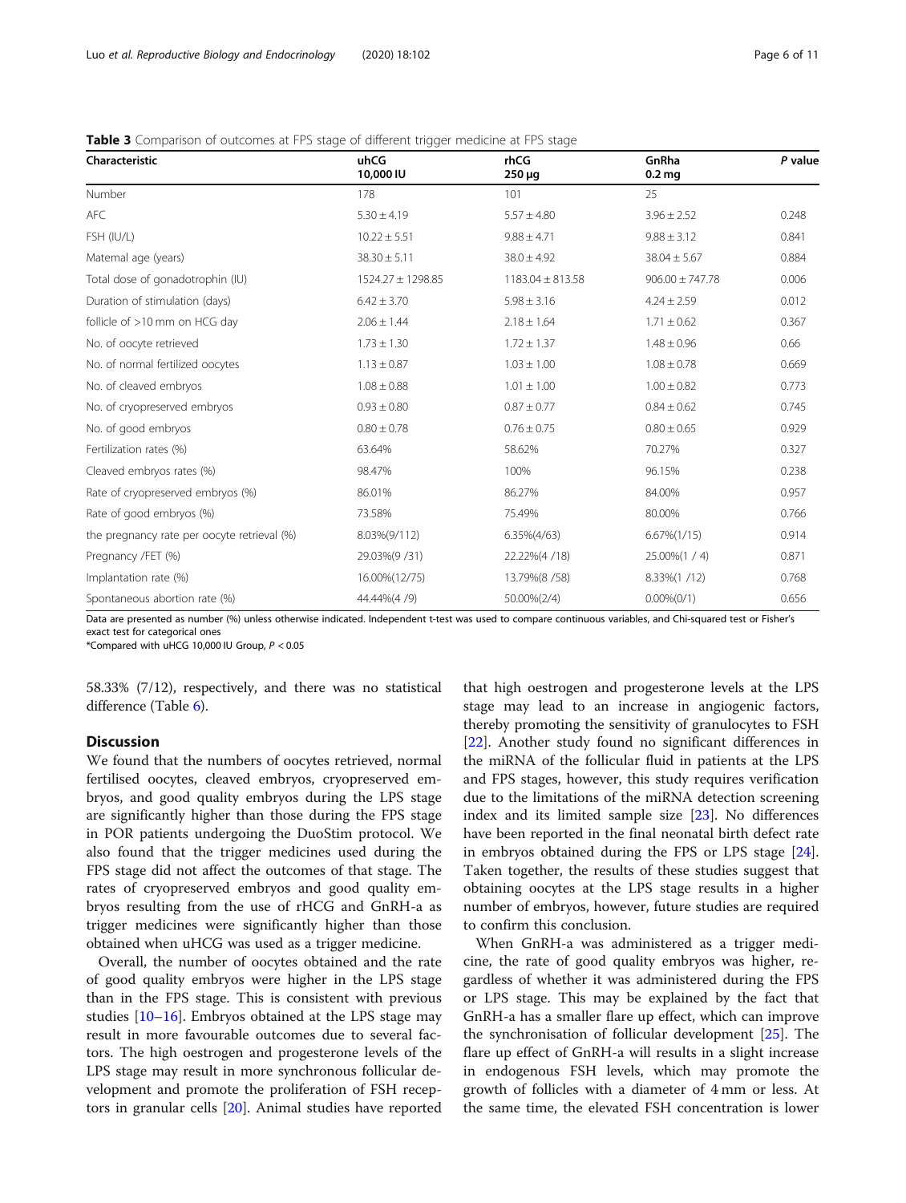**Table 3** Comparison of outcomes at FPS stage of different trigger medicine at FPS stage

| Characteristic | uhCG 10,000 IU | rhCG 250 μg | GnRha 0.2 mg | *P* value |
|---|---|---|---|---|
| Number | 178 | 101 | 25 | |
| AFC | 5.30 ± 4.19 | 5.57 ± 4.80 | 3.96 ± 2.52 | 0.248 |
| FSH (IU/L) | 10.22 ± 5.51 | 9.88 ± 4.71 | 9.88 ± 3.12 | 0.841 |
| Maternal age (years) | 38.30 ± 5.11 | 38.0 ± 4.92 | 38.04 ± 5.67 | 0.884 |
| Total dose of gonadotrophin (IU) | 1524.27 ± 1298.85 | 1183.04 ± 813.58 | 906.00 ± 747.78 | 0.006 |
| Duration of stimulation (days) | 6.42 ± 3.70 | 5.98 ± 3.16 | 4.24 ± 2.59 | 0.012 |
| follicle of >10 mm on HCG day | 2.06 ± 1.44 | 2.18 ± 1.64 | 1.71 ± 0.62 | 0.367 |
| No. of oocyte retrieved | 1.73 ± 1.30 | 1.72 ± 1.37 | 1.48 ± 0.96 | 0.66 |
| No. of normal fertilized oocytes | 1.13 ± 0.87 | 1.03 ± 1.00 | 1.08 ± 0.78 | 0.669 |
| No. of cleaved embryos | 1.08 ± 0.88 | 1.01 ± 1.00 | 1.00 ± 0.82 | 0.773 |
| No. of cryopreserved embryos | 0.93 ± 0.80 | 0.87 ± 0.77 | 0.84 ± 0.62 | 0.745 |
| No. of good embryos | 0.80 ± 0.78 | 0.76 ± 0.75 | 0.80 ± 0.65 | 0.929 |
| Fertilization rates (%) | 63.64% | 58.62% | 70.27% | 0.327 |
| Cleaved embryos rates (%) | 98.47% | 100% | 96.15% | 0.238 |
| Rate of cryopreserved embryos (%) | 86.01% | 86.27% | 84.00% | 0.957 |
| Rate of good embryos (%) | 73.58% | 75.49% | 80.00% | 0.766 |
| the pregnancy rate per oocyte retrieval (%) | 8.03%(9/112) | 6.35%(4/63) | 6.67%(1/15) | 0.914 |
| Pregnancy /FET (%) | 29.03%(9 /31) | 22.22%(4 /18) | 25.00%(1 / 4) | 0.871 |
| Implantation rate (%) | 16.00%(12/75) | 13.79%(8 /58) | 8.33%(1 /12) | 0.768 |
| Spontaneous abortion rate (%) | 44.44%(4 /9) | 50.00%(2/4) | 0.00%(0/1) | 0.656 |

Data are presented as number (%) unless otherwise indicated. Independent t-test was used to compare continuous variables, and Chi-squared test or Fisher's exact test for categorical ones

*Compared with uHCG 10,000 IU Group, $P < 0.05$

58.33% (7/12), respectively, and there was no statistical difference (Table 6).

## Discussion

We found that the numbers of oocytes retrieved, normal fertilised oocytes, cleaved embryos, cryopreserved embryos, and good quality embryos during the LPS stage are significantly higher than those during the FPS stage in POR patients undergoing the DuoStim protocol. We also found that the trigger medicines used during the FPS stage did not affect the outcomes of that stage. The rates of cryopreserved embryos and good quality embryos resulting from the use of rHCG and GnRH-a as trigger medicines were significantly higher than those obtained when uHCG was used as a trigger medicine.

Overall, the number of oocytes obtained and the rate of good quality embryos were higher in the LPS stage than in the FPS stage. This is consistent with previous studies [10–16]. Embryos obtained at the LPS stage may result in more favourable outcomes due to several factors. The high oestrogen and progesterone levels of the LPS stage may result in more synchronous follicular development and promote the proliferation of FSH receptors in granular cells [20]. Animal studies have reported that high oestrogen and progesterone levels at the LPS stage may lead to an increase in angiogenic factors, thereby promoting the sensitivity of granulocytes to FSH [22]. Another study found no significant differences in the miRNA of the follicular fluid in patients at the LPS and FPS stages, however, this study requires verification due to the limitations of the miRNA detection screening index and its limited sample size [23]. No differences have been reported in the final neonatal birth defect rate in embryos obtained during the FPS or LPS stage [24]. Taken together, the results of these studies suggest that obtaining oocytes at the LPS stage results in a higher number of embryos, however, future studies are required to confirm this conclusion.

When GnRH-a was administered as a trigger medicine, the rate of good quality embryos was higher, regardless of whether it was administered during the FPS or LPS stage. This may be explained by the fact that GnRH-a has a smaller flare up effect, which can improve the synchronisation of follicular development [25]. The flare up effect of GnRH-a will results in a slight increase in endogenous FSH levels, which may promote the growth of follicles with a diameter of 4 mm or less. At the same time, the elevated FSH concentration is lower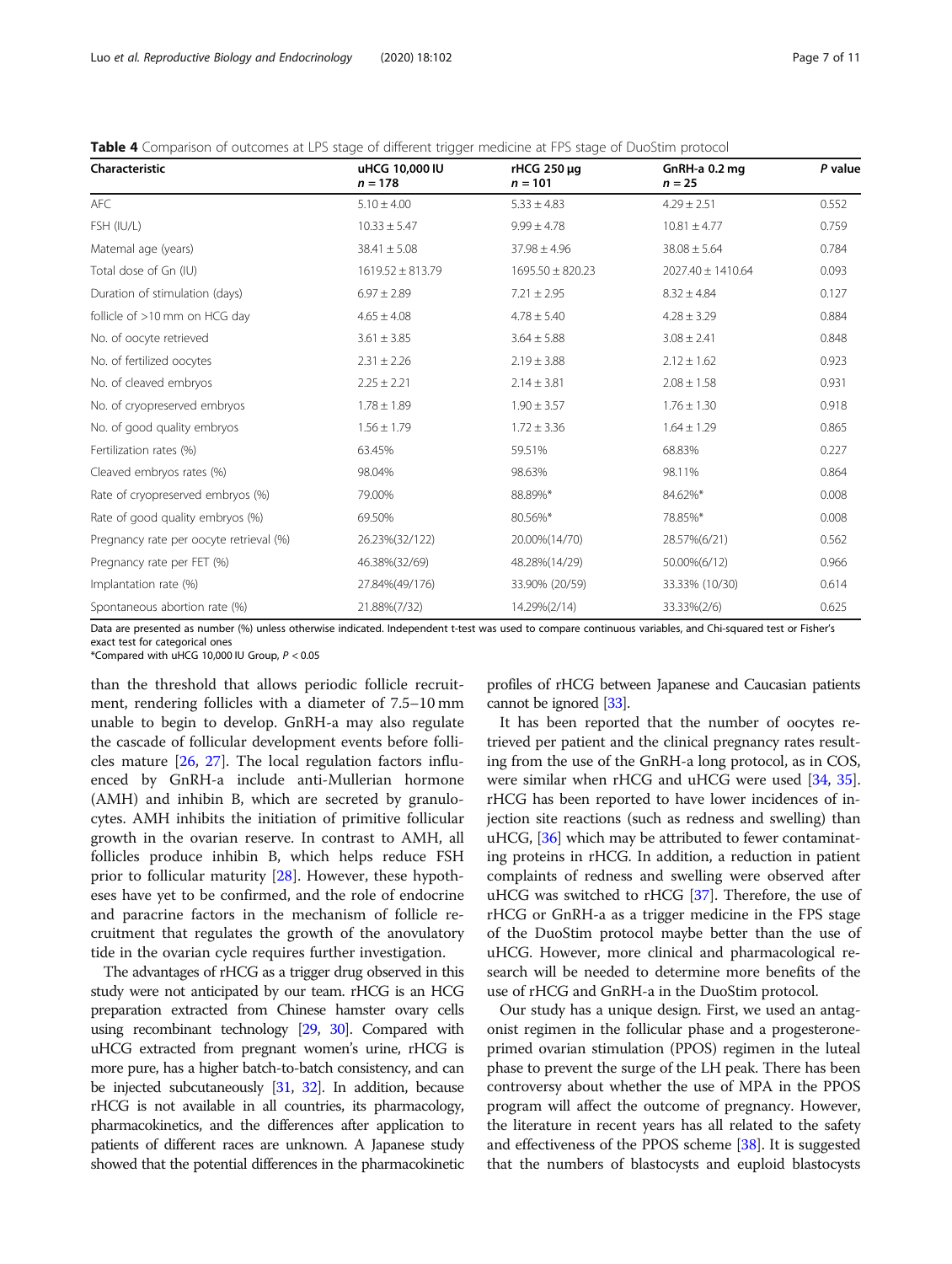**Table 4** Comparison of outcomes at LPS stage of different trigger medicine at FPS stage of DuoStim protocol

| Characteristic | uHCG 10,000 IU $n = 178$ | rHCG 250 μg $n = 101$ | GnRH-a 0.2 mg $n = 25$ | *P* value |
|---|---|---|---|---|
| AFC | 5.10 ± 4.00 | 5.33 ± 4.83 | 4.29 ± 2.51 | 0.552 |
| FSH (IU/L) | 10.33 ± 5.47 | 9.99 ± 4.78 | 10.81 ± 4.77 | 0.759 |
| Maternal age (years) | 38.41 ± 5.08 | 37.98 ± 4.96 | 38.08 ± 5.64 | 0.784 |
| Total dose of Gn (IU) | 1619.52 ± 813.79 | 1695.50 ± 820.23 | 2027.40 ± 1410.64 | 0.093 |
| Duration of stimulation (days) | 6.97 ± 2.89 | 7.21 ± 2.95 | 8.32 ± 4.84 | 0.127 |
| follicle of >10 mm on HCG day | 4.65 ± 4.08 | 4.78 ± 5.40 | 4.28 ± 3.29 | 0.884 |
| No. of oocyte retrieved | 3.61 ± 3.85 | 3.64 ± 5.88 | 3.08 ± 2.41 | 0.848 |
| No. of fertilized oocytes | 2.31 ± 2.26 | 2.19 ± 3.88 | 2.12 ± 1.62 | 0.923 |
| No. of cleaved embryos | 2.25 ± 2.21 | 2.14 ± 3.81 | 2.08 ± 1.58 | 0.931 |
| No. of cryopreserved embryos | 1.78 ± 1.89 | 1.90 ± 3.57 | 1.76 ± 1.30 | 0.918 |
| No. of good quality embryos | 1.56 ± 1.79 | 1.72 ± 3.36 | 1.64 ± 1.29 | 0.865 |
| Fertilization rates (%) | 63.45% | 59.51% | 68.83% | 0.227 |
| Cleaved embryos rates (%) | 98.04% | 98.63% | 98.11% | 0.864 |
| Rate of cryopreserved embryos (%) | 79.00% | 88.89%* | 84.62%* | 0.008 |
| Rate of good quality embryos (%) | 69.50% | 80.56%* | 78.85%* | 0.008 |
| Pregnancy rate per oocyte retrieval (%) | 26.23%(32/122) | 20.00%(14/70) | 28.57%(6/21) | 0.562 |
| Pregnancy rate per FET (%) | 46.38%(32/69) | 48.28%(14/29) | 50.00%(6/12) | 0.966 |
| Implantation rate (%) | 27.84%(49/176) | 33.90% (20/59) | 33.33% (10/30) | 0.614 |
| Spontaneous abortion rate (%) | 21.88%(7/32) | 14.29%(2/14) | 33.33%(2/6) | 0.625 |

Data are presented as number (%) unless otherwise indicated. Independent t-test was used to compare continuous variables, and Chi-squared test or Fisher's exact test for categorical ones
*Compared with uHCG 10,000 IU Group, $P < 0.05$

than the threshold that allows periodic follicle recruitment, rendering follicles with a diameter of 7.5–10 mm unable to begin to develop. GnRH-a may also regulate the cascade of follicular development events before follicles mature [26, 27]. The local regulation factors influenced by GnRH-a include anti-Mullerian hormone (AMH) and inhibin B, which are secreted by granulocytes. AMH inhibits the initiation of primitive follicular growth in the ovarian reserve. In contrast to AMH, all follicles produce inhibin B, which helps reduce FSH prior to follicular maturity [28]. However, these hypotheses have yet to be confirmed, and the role of endocrine and paracrine factors in the mechanism of follicle recruitment that regulates the growth of the anovulatory tide in the ovarian cycle requires further investigation.

The advantages of rHCG as a trigger drug observed in this study were not anticipated by our team. rHCG is an HCG preparation extracted from Chinese hamster ovary cells using recombinant technology [29, 30]. Compared with uHCG extracted from pregnant women's urine, rHCG is more pure, has a higher batch-to-batch consistency, and can be injected subcutaneously [31, 32]. In addition, because rHCG is not available in all countries, its pharmacology, pharmacokinetics, and the differences after application to patients of different races are unknown. A Japanese study showed that the potential differences in the pharmacokinetic profiles of rHCG between Japanese and Caucasian patients cannot be ignored [33].

It has been reported that the number of oocytes retrieved per patient and the clinical pregnancy rates resulting from the use of the GnRH-a long protocol, as in COS, were similar when rHCG and uHCG were used [34, 35]. rHCG has been reported to have lower incidences of injection site reactions (such as redness and swelling) than uHCG, [36] which may be attributed to fewer contaminating proteins in rHCG. In addition, a reduction in patient complaints of redness and swelling were observed after uHCG was switched to rHCG [37]. Therefore, the use of rHCG or GnRH-a as a trigger medicine in the FPS stage of the DuoStim protocol maybe better than the use of uHCG. However, more clinical and pharmacological research will be needed to determine more benefits of the use of rHCG and GnRH-a in the DuoStim protocol.

Our study has a unique design. First, we used an antagonist regimen in the follicular phase and a progesterone-primed ovarian stimulation (PPOS) regimen in the luteal phase to prevent the surge of the LH peak. There has been controversy about whether the use of MPA in the PPOS program will affect the outcome of pregnancy. However, the literature in recent years has all related to the safety and effectiveness of the PPOS scheme [38]. It is suggested that the numbers of blastocysts and euploid blastocysts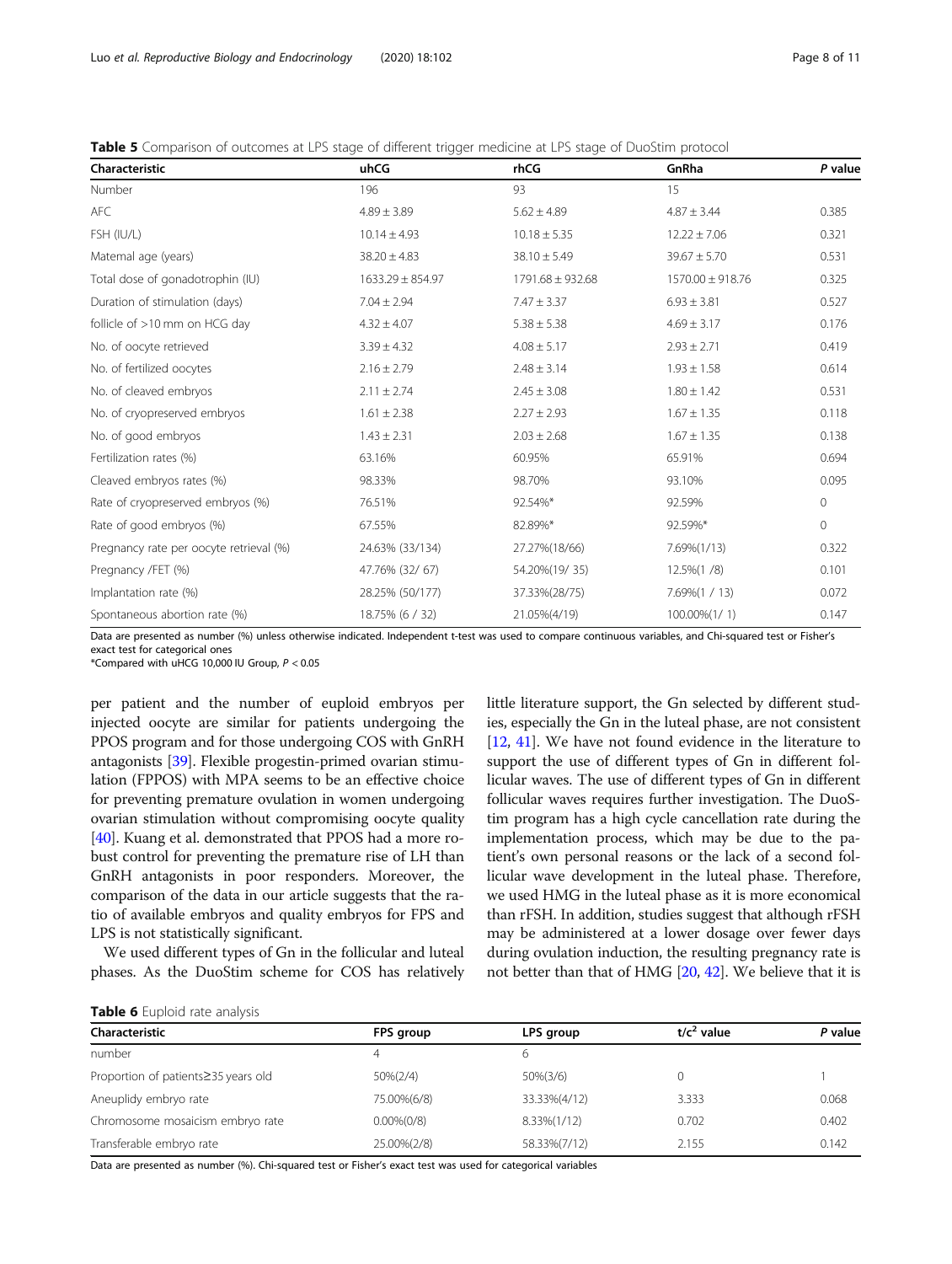**Table 5** Comparison of outcomes at LPS stage of different trigger medicine at LPS stage of DuoStim protocol

| Characteristic | uhCG | rhCG | GnRha | P value |
|---|---|---|---|---|
| Number | 196 | 93 | 15 | |
| AFC | 4.89 ± 3.89 | 5.62 ± 4.89 | 4.87 ± 3.44 | 0.385 |
| FSH (IU/L) | 10.14 ± 4.93 | 10.18 ± 5.35 | 12.22 ± 7.06 | 0.321 |
| Maternal age (years) | 38.20 ± 4.83 | 38.10 ± 5.49 | 39.67 ± 5.70 | 0.531 |
| Total dose of gonadotrophin (IU) | 1633.29 ± 854.97 | 1791.68 ± 932.68 | 1570.00 ± 918.76 | 0.325 |
| Duration of stimulation (days) | 7.04 ± 2.94 | 7.47 ± 3.37 | 6.93 ± 3.81 | 0.527 |
| follicle of >10 mm on HCG day | 4.32 ± 4.07 | 5.38 ± 5.38 | 4.69 ± 3.17 | 0.176 |
| No. of oocyte retrieved | 3.39 ± 4.32 | 4.08 ± 5.17 | 2.93 ± 2.71 | 0.419 |
| No. of fertilized oocytes | 2.16 ± 2.79 | 2.48 ± 3.14 | 1.93 ± 1.58 | 0.614 |
| No. of cleaved embryos | 2.11 ± 2.74 | 2.45 ± 3.08 | 1.80 ± 1.42 | 0.531 |
| No. of cryopreserved embryos | 1.61 ± 2.38 | 2.27 ± 2.93 | 1.67 ± 1.35 | 0.118 |
| No. of good embryos | 1.43 ± 2.31 | 2.03 ± 2.68 | 1.67 ± 1.35 | 0.138 |
| Fertilization rates (%) | 63.16% | 60.95% | 65.91% | 0.694 |
| Cleaved embryos rates (%) | 98.33% | 98.70% | 93.10% | 0.095 |
| Rate of cryopreserved embryos (%) | 76.51% | 92.54%* | 92.59% | 0 |
| Rate of good embryos (%) | 67.55% | 82.89%* | 92.59%* | 0 |
| Pregnancy rate per oocyte retrieval (%) | 24.63% (33/134) | 27.27%(18/66) | 7.69%(1/13) | 0.322 |
| Pregnancy /FET (%) | 47.76% (32/ 67) | 54.20%(19/ 35) | 12.5%(1 /8) | 0.101 |
| Implantation rate (%) | 28.25% (50/177) | 37.33%(28/75) | 7.69%(1 / 13) | 0.072 |
| Spontaneous abortion rate (%) | 18.75% (6 / 32) | 21.05%(4/19) | 100.00%(1/ 1) | 0.147 |

Data are presented as number (%) unless otherwise indicated. Independent t-test was used to compare continuous variables, and Chi-squared test or Fisher's exact test for categorical ones

*Compared with uHCG 10,000 IU Group, $P < 0.05$

per patient and the number of euploid embryos per injected oocyte are similar for patients undergoing the PPOS program and for those undergoing COS with GnRH antagonists [39]. Flexible progestin-primed ovarian stimulation (FPPOS) with MPA seems to be an effective choice for preventing premature ovulation in women undergoing ovarian stimulation without compromising oocyte quality [40]. Kuang et al. demonstrated that PPOS had a more robust control for preventing the premature rise of LH than GnRH antagonists in poor responders. Moreover, the comparison of the data in our article suggests that the ratio of available embryos and quality embryos for FPS and LPS is not statistically significant.

We used different types of Gn in the follicular and luteal phases. As the DuoStim scheme for COS has relatively little literature support, the Gn selected by different studies, especially the Gn in the luteal phase, are not consistent [12, 41]. We have not found evidence in the literature to support the use of different types of Gn in different follicular waves. The use of different types of Gn in different follicular waves requires further investigation. The DuoStim program has a high cycle cancellation rate during the implementation process, which may be due to the patient's own personal reasons or the lack of a second follicular wave development in the luteal phase. Therefore, we used HMG in the luteal phase as it is more economical than rFSH. In addition, studies suggest that although rFSH may be administered at a lower dosage over fewer days during ovulation induction, the resulting pregnancy rate is not better than that of HMG [20, 42]. We believe that it is

**Table 6** Euploid rate analysis

| Characteristic | FPS group | LPS group | $t/c^2$ value | P value |
|---|---|---|---|---|
| number | 4 | 6 | | |
| Proportion of patients≥35 years old | 50%(2/4) | 50%(3/6) | 0 | 1 |
| Aneuplidy embryo rate | 75.00%(6/8) | 33.33%(4/12) | 3.333 | 0.068 |
| Chromosome mosaicism embryo rate | 0.00%(0/8) | 8.33%(1/12) | 0.702 | 0.402 |
| Transferable embryo rate | 25.00%(2/8) | 58.33%(7/12) | 2.155 | 0.142 |

Data are presented as number (%). Chi-squared test or Fisher's exact test was used for categorical variables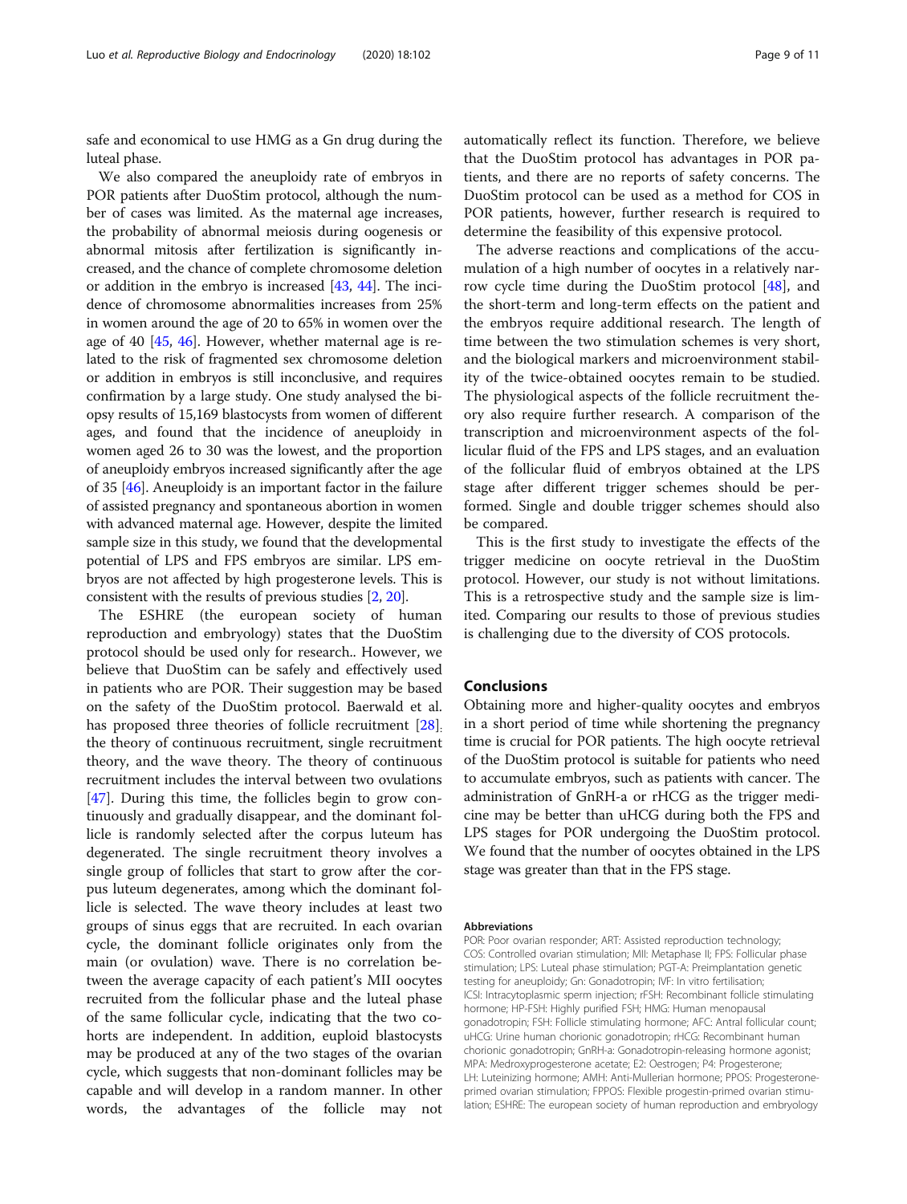safe and economical to use HMG as a Gn drug during the luteal phase.

We also compared the aneuploidy rate of embryos in POR patients after DuoStim protocol, although the number of cases was limited. As the maternal age increases, the probability of abnormal meiosis during oogenesis or abnormal mitosis after fertilization is significantly increased, and the chance of complete chromosome deletion or addition in the embryo is increased [43, 44]. The incidence of chromosome abnormalities increases from 25% in women around the age of 20 to 65% in women over the age of 40 [45, 46]. However, whether maternal age is related to the risk of fragmented sex chromosome deletion or addition in embryos is still inconclusive, and requires confirmation by a large study. One study analysed the biopsy results of 15,169 blastocysts from women of different ages, and found that the incidence of aneuploidy in women aged 26 to 30 was the lowest, and the proportion of aneuploidy embryos increased significantly after the age of 35 [46]. Aneuploidy is an important factor in the failure of assisted pregnancy and spontaneous abortion in women with advanced maternal age. However, despite the limited sample size in this study, we found that the developmental potential of LPS and FPS embryos are similar. LPS embryos are not affected by high progesterone levels. This is consistent with the results of previous studies [2, 20].

The ESHRE (the european society of human reproduction and embryology) states that the DuoStim protocol should be used only for research.. However, we believe that DuoStim can be safely and effectively used in patients who are POR. Their suggestion may be based on the safety of the DuoStim protocol. Baerwald et al. has proposed three theories of follicle recruitment [28]: the theory of continuous recruitment, single recruitment theory, and the wave theory. The theory of continuous recruitment includes the interval between two ovulations [47]. During this time, the follicles begin to grow continuously and gradually disappear, and the dominant follicle is randomly selected after the corpus luteum has degenerated. The single recruitment theory involves a single group of follicles that start to grow after the corpus luteum degenerates, among which the dominant follicle is selected. The wave theory includes at least two groups of sinus eggs that are recruited. In each ovarian cycle, the dominant follicle originates only from the main (or ovulation) wave. There is no correlation between the average capacity of each patient's MII oocytes recruited from the follicular phase and the luteal phase of the same follicular cycle, indicating that the two cohorts are independent. In addition, euploid blastocysts may be produced at any of the two stages of the ovarian cycle, which suggests that non-dominant follicles may be capable and will develop in a random manner. In other words, the advantages of the follicle may not automatically reflect its function. Therefore, we believe that the DuoStim protocol has advantages in POR patients, and there are no reports of safety concerns. The DuoStim protocol can be used as a method for COS in POR patients, however, further research is required to determine the feasibility of this expensive protocol.

The adverse reactions and complications of the accumulation of a high number of oocytes in a relatively narrow cycle time during the DuoStim protocol [48], and the short-term and long-term effects on the patient and the embryos require additional research. The length of time between the two stimulation schemes is very short, and the biological markers and microenvironment stability of the twice-obtained oocytes remain to be studied. The physiological aspects of the follicle recruitment theory also require further research. A comparison of the transcription and microenvironment aspects of the follicular fluid of the FPS and LPS stages, and an evaluation of the follicular fluid of embryos obtained at the LPS stage after different trigger schemes should be performed. Single and double trigger schemes should also be compared.

This is the first study to investigate the effects of the trigger medicine on oocyte retrieval in the DuoStim protocol. However, our study is not without limitations. This is a retrospective study and the sample size is limited. Comparing our results to those of previous studies is challenging due to the diversity of COS protocols.

## Conclusions

Obtaining more and higher-quality oocytes and embryos in a short period of time while shortening the pregnancy time is crucial for POR patients. The high oocyte retrieval of the DuoStim protocol is suitable for patients who need to accumulate embryos, such as patients with cancer. The administration of GnRH-a or rHCG as the trigger medicine may be better than uHCG during both the FPS and LPS stages for POR undergoing the DuoStim protocol. We found that the number of oocytes obtained in the LPS stage was greater than that in the FPS stage.

#### Abbreviations

POR: Poor ovarian responder; ART: Assisted reproduction technology; COS: Controlled ovarian stimulation; MII: Metaphase II; FPS: Follicular phase stimulation; LPS: Luteal phase stimulation; PGT-A: Preimplantation genetic testing for aneuploidy; Gn: Gonadotropin; IVF: In vitro fertilisation; ICSI: Intracytoplasmic sperm injection; rFSH: Recombinant follicle stimulating hormone; HP-FSH: Highly purified FSH; HMG: Human menopausal gonadotropin; FSH: Follicle stimulating hormone; AFC: Antral follicular count; uHCG: Urine human chorionic gonadotropin; rHCG: Recombinant human chorionic gonadotropin; GnRH-a: Gonadotropin-releasing hormone agonist; MPA: Medroxyprogesterone acetate; E2: Oestrogen; P4: Progesterone; LH: Luteinizing hormone; AMH: Anti-Mullerian hormone; PPOS: Progesterone-primed ovarian stimulation; FPPOS: Flexible progestin-primed ovarian stimulation; ESHRE: The european society of human reproduction and embryology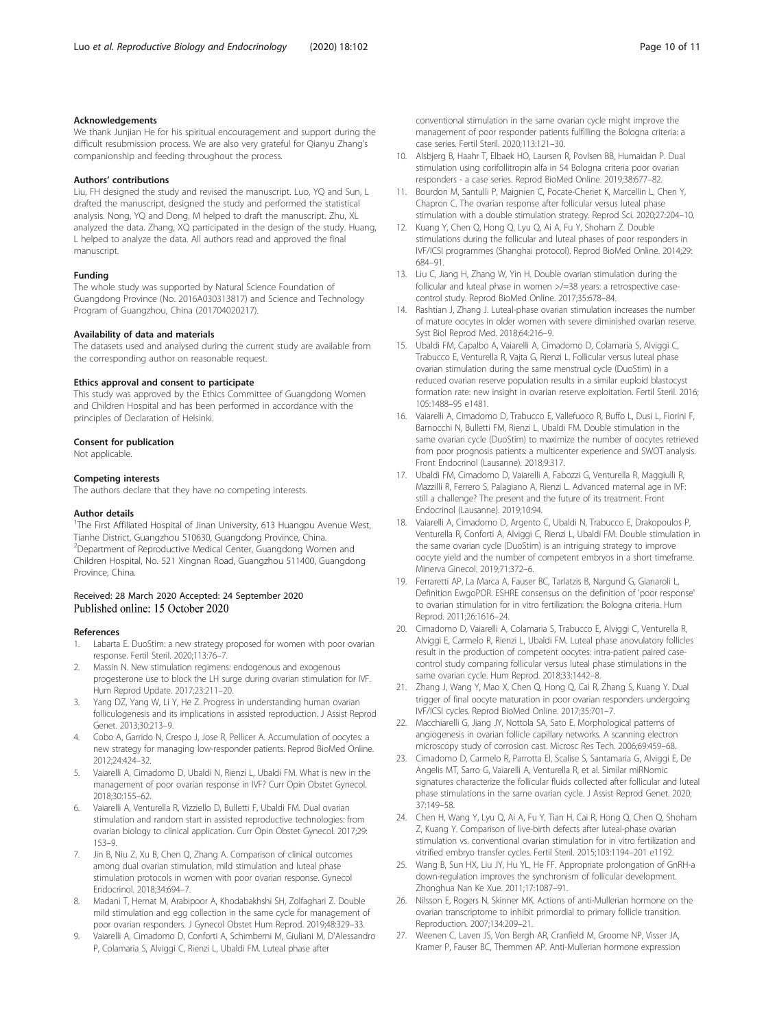### Acknowledgements

We thank Junjian He for his spiritual encouragement and support during the difficult resubmission process. We are also very grateful for Qianyu Zhang's companionship and feeding throughout the process.

### Authors' contributions

Liu, FH designed the study and revised the manuscript. Luo, YQ and Sun, L drafted the manuscript, designed the study and performed the statistical analysis. Nong, YQ and Dong, M helped to draft the manuscript. Zhu, XL analyzed the data. Zhang, XQ participated in the design of the study. Huang, L helped to analyze the data. All authors read and approved the final manuscript.

### Funding

The whole study was supported by Natural Science Foundation of Guangdong Province (No. 2016A030313817) and Science and Technology Program of Guangzhou, China (201704020217).

### Availability of data and materials

The datasets used and analysed during the current study are available from the corresponding author on reasonable request.

### Ethics approval and consent to participate

This study was approved by the Ethics Committee of Guangdong Women and Children Hospital and has been performed in accordance with the principles of Declaration of Helsinki.

### Consent for publication

Not applicable.

### Competing interests

The authors declare that they have no competing interests.

### Author details

[1]The First Affiliated Hospital of Jinan University, 613 Huangpu Avenue West, Tianhe District, Guangzhou 510630, Guangdong Province, China. [2]Department of Reproductive Medical Center, Guangdong Women and Children Hospital, No. 521 Xingnan Road, Guangzhou 511400, Guangdong Province, China.

Received: 28 March 2020 Accepted: 24 September 2020
Published online: 15 October 2020

### References

1. Labarta E. DuoStim: a new strategy proposed for women with poor ovarian response. Fertil Steril. 2020;113:76–7.
2. Massin N. New stimulation regimens: endogenous and exogenous progesterone use to block the LH surge during ovarian stimulation for IVF. Hum Reprod Update. 2017;23:211–20.
3. Yang DZ, Yang W, Li Y, He Z. Progress in understanding human ovarian folliculogenesis and its implications in assisted reproduction. J Assist Reprod Genet. 2013;30:213–9.
4. Cobo A, Garrido N, Crespo J, Jose R, Pellicer A. Accumulation of oocytes: a new strategy for managing low-responder patients. Reprod BioMed Online. 2012;24:424–32.
5. Vaiarelli A, Cimadomo D, Ubaldi N, Rienzi L, Ubaldi FM. What is new in the management of poor ovarian response in IVF? Curr Opin Obstet Gynecol. 2018;30:155–62.
6. Vaiarelli A, Venturella R, Vizziello D, Bulletti F, Ubaldi FM. Dual ovarian stimulation and random start in assisted reproductive technologies: from ovarian biology to clinical application. Curr Opin Obstet Gynecol. 2017;29:153–9.
7. Jin B, Niu Z, Xu B, Chen Q, Zhang A. Comparison of clinical outcomes among dual ovarian stimulation, mild stimulation and luteal phase stimulation protocols in women with poor ovarian response. Gynecol Endocrinol. 2018;34:694–7.
8. Madani T, Hemat M, Arabipoor A, Khodabakhshi SH, Zolfaghari Z. Double mild stimulation and egg collection in the same cycle for management of poor ovarian responders. J Gynecol Obstet Hum Reprod. 2019;48:329–33.
9. Vaiarelli A, Cimadomo D, Conforti A, Schimberni M, Giuliani M, D'Alessandro P, Colamaria S, Alviggi C, Rienzi L, Ubaldi FM. Luteal phase after conventional stimulation in the same ovarian cycle might improve the management of poor responder patients fulfilling the Bologna criteria: a case series. Fertil Steril. 2020;113:121–30.
10. Alsbjerg B, Haahr T, Elbaek HO, Laursen R, Povlsen BB, Humaidan P. Dual stimulation using corifollitropin alfa in 54 Bologna criteria poor ovarian responders - a case series. Reprod BioMed Online. 2019;38:677–82.
11. Bourdon M, Santulli P, Maignien C, Pocate-Cheriet K, Marcellin L, Chen Y, Chapron C. The ovarian response after follicular versus luteal phase stimulation with a double stimulation strategy. Reprod Sci. 2020;27:204–10.
12. Kuang Y, Chen Q, Hong Q, Lyu Q, Ai A, Fu Y, Shoham Z. Double stimulations during the follicular and luteal phases of poor responders in IVF/ICSI programmes (Shanghai protocol). Reprod BioMed Online. 2014;29:684–91.
13. Liu C, Jiang H, Zhang W, Yin H. Double ovarian stimulation during the follicular and luteal phase in women >/=38 years: a retrospective case-control study. Reprod BioMed Online. 2017;35:678–84.
14. Rashtian J, Zhang J. Luteal-phase ovarian stimulation increases the number of mature oocytes in older women with severe diminished ovarian reserve. Syst Biol Reprod Med. 2018;64:216–9.
15. Ubaldi FM, Capalbo A, Vaiarelli A, Cimadomo D, Colamaria S, Alviggi C, Trabucco E, Venturella R, Vajta G, Rienzi L. Follicular versus luteal phase ovarian stimulation during the same menstrual cycle (DuoStim) in a reduced ovarian reserve population results in a similar euploid blastocyst formation rate: new insight in ovarian reserve exploitation. Fertil Steril. 2016;105:1488–95 e1481.
16. Vaiarelli A, Cimadomo D, Trabucco E, Vallefuoco R, Buffo L, Dusi L, Fiorini F, Barnocchi N, Bulletti FM, Rienzi L, Ubaldi FM. Double stimulation in the same ovarian cycle (DuoStim) to maximize the number of oocytes retrieved from poor prognosis patients: a multicenter experience and SWOT analysis. Front Endocrinol (Lausanne). 2018;9:317.
17. Ubaldi FM, Cimadomo D, Vaiarelli A, Fabozzi G, Venturella R, Maggiulli R, Mazzilli R, Ferrero S, Palagiano A, Rienzi L. Advanced maternal age in IVF: still a challenge? The present and the future of its treatment. Front Endocrinol (Lausanne). 2019;10:94.
18. Vaiarelli A, Cimadomo D, Argento C, Ubaldi N, Trabucco E, Drakopoulos P, Venturella R, Conforti A, Alviggi C, Rienzi L, Ubaldi FM. Double stimulation in the same ovarian cycle (DuoStim) is an intriguing strategy to improve oocyte yield and the number of competent embryos in a short timeframe. Minerva Ginecol. 2019;71:372–6.
19. Ferraretti AP, La Marca A, Fauser BC, Tarlatzis B, Nargund G, Gianaroli L, Definition EwgoPOR. ESHRE consensus on the definition of 'poor response' to ovarian stimulation for in vitro fertilization: the Bologna criteria. Hum Reprod. 2011;26:1616–24.
20. Cimadomo D, Vaiarelli A, Colamaria S, Trabucco E, Alviggi C, Venturella R, Alviggi E, Carmelo R, Rienzi L, Ubaldi FM. Luteal phase anovulatory follicles result in the production of competent oocytes: intra-patient paired case-control study comparing follicular versus luteal phase stimulations in the same ovarian cycle. Hum Reprod. 2018;33:1442–8.
21. Zhang J, Wang Y, Mao X, Chen Q, Hong Q, Cai R, Zhang S, Kuang Y. Dual trigger of final oocyte maturation in poor ovarian responders undergoing IVF/ICSI cycles. Reprod BioMed Online. 2017;35:701–7.
22. Macchiarelli G, Jiang JY, Nottola SA, Sato E. Morphological patterns of angiogenesis in ovarian follicle capillary networks. A scanning electron microscopy study of corrosion cast. Microsc Res Tech. 2006;69:459–68.
23. Cimadomo D, Carmelo R, Parrotta EI, Scalise S, Santamaria G, Alviggi E, De Angelis MT, Sarro G, Vaiarelli A, Venturella R, et al. Similar miRNomic signatures characterize the follicular fluids collected after follicular and luteal phase stimulations in the same ovarian cycle. J Assist Reprod Genet. 2020;37:149–58.
24. Chen H, Wang Y, Lyu Q, Ai A, Fu Y, Tian H, Cai R, Hong Q, Chen Q, Shoham Z, Kuang Y. Comparison of live-birth defects after luteal-phase ovarian stimulation vs. conventional ovarian stimulation for in vitro fertilization and vitrified embryo transfer cycles. Fertil Steril. 2015;103:1194–201 e1192.
25. Wang B, Sun HX, Liu JY, Hu YL, He FF. Appropriate prolongation of GnRH-a down-regulation improves the synchronism of follicular development. Zhonghua Nan Ke Xue. 2011;17:1087–91.
26. Nilsson E, Rogers N, Skinner MK. Actions of anti-Mullerian hormone on the ovarian transcriptome to inhibit primordial to primary follicle transition. Reproduction. 2007;134:209–21.
27. Weenen C, Laven JS, Von Bergh AR, Cranfield M, Groome NP, Visser JA, Kramer P, Fauser BC, Themmen AP. Anti-Mullerian hormone expression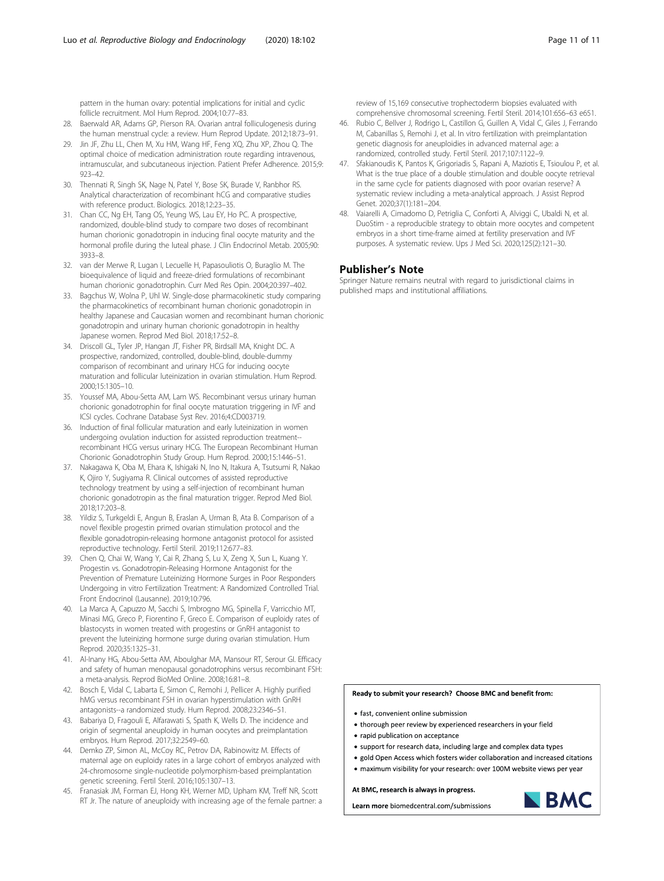pattern in the human ovary: potential implications for initial and cyclic follicle recruitment. Mol Hum Reprod. 2004;10:77–83.

28. Baerwald AR, Adams GP, Pierson RA. Ovarian antral folliculogenesis during the human menstrual cycle: a review. Hum Reprod Update. 2012;18:73–91.
29. Jin JF, Zhu LL, Chen M, Xu HM, Wang HF, Feng XQ, Zhu XP, Zhou Q. The optimal choice of medication administration route regarding intravenous, intramuscular, and subcutaneous injection. Patient Prefer Adherence. 2015;9:923–42.
30. Thennati R, Singh SK, Nage N, Patel Y, Bose SK, Burade V, Ranbhor RS. Analytical characterization of recombinant hCG and comparative studies with reference product. Biologics. 2018;12:23–35.
31. Chan CC, Ng EH, Tang OS, Yeung WS, Lau EY, Ho PC. A prospective, randomized, double-blind study to compare two doses of recombinant human chorionic gonadotropin in inducing final oocyte maturity and the hormonal profile during the luteal phase. J Clin Endocrinol Metab. 2005;90:3933–8.
32. van der Merwe R, Lugan I, Lecuelle H, Papasouliotis O, Buraglio M. The bioequivalence of liquid and freeze-dried formulations of recombinant human chorionic gonadotrophin. Curr Med Res Opin. 2004;20:397–402.
33. Bagchus W, Wolna P, Uhl W. Single-dose pharmacokinetic study comparing the pharmacokinetics of recombinant human chorionic gonadotropin in healthy Japanese and Caucasian women and recombinant human chorionic gonadotropin and urinary human chorionic gonadotropin in healthy Japanese women. Reprod Med Biol. 2018;17:52–8.
34. Driscoll GL, Tyler JP, Hangan JT, Fisher PR, Birdsall MA, Knight DC. A prospective, randomized, controlled, double-blind, double-dummy comparison of recombinant and urinary HCG for inducing oocyte maturation and follicular luteinization in ovarian stimulation. Hum Reprod. 2000;15:1305–10.
35. Youssef MA, Abou-Setta AM, Lam WS. Recombinant versus urinary human chorionic gonadotrophin for final oocyte maturation triggering in IVF and ICSI cycles. Cochrane Database Syst Rev. 2016;4:CD003719.
36. Induction of final follicular maturation and early luteinization in women undergoing ovulation induction for assisted reproduction treatment--recombinant HCG versus urinary HCG. The European Recombinant Human Chorionic Gonadotrophin Study Group. Hum Reprod. 2000;15:1446–51.
37. Nakagawa K, Oba M, Ehara K, Ishigaki N, Ino N, Itakura A, Tsutsumi R, Nakao K, Ojiro Y, Sugiyama R. Clinical outcomes of assisted reproductive technology treatment by using a self-injection of recombinant human chorionic gonadotropin as the final maturation trigger. Reprod Med Biol. 2018;17:203–8.
38. Yildiz S, Turkgeldi E, Angun B, Eraslan A, Urman B, Ata B. Comparison of a novel flexible progestin primed ovarian stimulation protocol and the flexible gonadotropin-releasing hormone antagonist protocol for assisted reproductive technology. Fertil Steril. 2019;112:677–83.
39. Chen Q, Chai W, Wang Y, Cai R, Zhang S, Lu X, Zeng X, Sun L, Kuang Y. Progestin vs. Gonadotropin-Releasing Hormone Antagonist for the Prevention of Premature Luteinizing Hormone Surges in Poor Responders Undergoing in vitro Fertilization Treatment: A Randomized Controlled Trial. Front Endocrinol (Lausanne). 2019;10:796.
40. La Marca A, Capuzzo M, Sacchi S, Imbrogno MG, Spinella F, Varricchio MT, Minasi MG, Greco P, Fiorentino F, Greco E. Comparison of euploidy rates of blastocysts in women treated with progestins or GnRH antagonist to prevent the luteinizing hormone surge during ovarian stimulation. Hum Reprod. 2020;35:1325–31.
41. Al-Inany HG, Abou-Setta AM, Aboulghar MA, Mansour RT, Serour GI. Efficacy and safety of human menopausal gonadotrophins versus recombinant FSH: a meta-analysis. Reprod BioMed Online. 2008;16:81–8.
42. Bosch E, Vidal C, Labarta E, Simon C, Remohi J, Pellicer A. Highly purified hMG versus recombinant FSH in ovarian hyperstimulation with GnRH antagonists--a randomized study. Hum Reprod. 2008;23:2346–51.
43. Babariya D, Fragouli E, Alfarawati S, Spath K, Wells D. The incidence and origin of segmental aneuploidy in human oocytes and preimplantation embryos. Hum Reprod. 2017;32:2549–60.
44. Demko ZP, Simon AL, McCoy RC, Petrov DA, Rabinowitz M. Effects of maternal age on euploidy rates in a large cohort of embryos analyzed with 24-chromosome single-nucleotide polymorphism-based preimplantation genetic screening. Fertil Steril. 2016;105:1307–13.
45. Franasiak JM, Forman EJ, Hong KH, Werner MD, Upham KM, Treff NR, Scott RT Jr. The nature of aneuploidy with increasing age of the female partner: a review of 15,169 consecutive trophectoderm biopsies evaluated with comprehensive chromosomal screening. Fertil Steril. 2014;101:656–63 e651.
46. Rubio C, Bellver J, Rodrigo L, Castillon G, Guillen A, Vidal C, Giles J, Ferrando M, Cabanillas S, Remohi J, et al. In vitro fertilization with preimplantation genetic diagnosis for aneuploidies in advanced maternal age: a randomized, controlled study. Fertil Steril. 2017;107:1122–9.
47. Sfakianoudis K, Pantos K, Grigoriadis S, Rapani A, Maziotis E, Tsioulou P, et al. What is the true place of a double stimulation and double oocyte retrieval in the same cycle for patients diagnosed with poor ovarian reserve? A systematic review including a meta-analytical approach. J Assist Reprod Genet. 2020;37(1):181–204.
48. Vaiarelli A, Cimadomo D, Petriglia C, Conforti A, Alviggi C, Ubaldi N, et al. DuoStim - a reproducible strategy to obtain more oocytes and competent embryos in a short time-frame aimed at fertility preservation and IVF purposes. A systematic review. Ups J Med Sci. 2020;125(2):121–30.

## Publisher's Note

Springer Nature remains neutral with regard to jurisdictional claims in published maps and institutional affiliations.

**Ready to submit your research? Choose BMC and benefit from:**

- fast, convenient online submission
- thorough peer review by experienced researchers in your field
- rapid publication on acceptance
- support for research data, including large and complex data types
- gold Open Access which fosters wider collaboration and increased citations
- maximum visibility for your research: over 100M website views per year

**At BMC, research is always in progress.**

**Learn more** biomedcentral.com/submissions

BMC